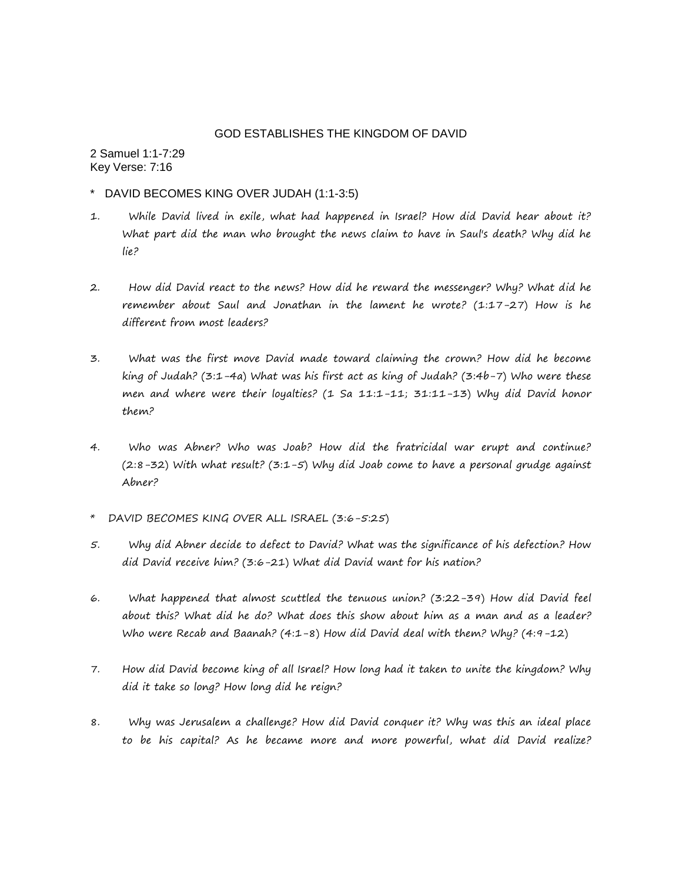# GOD ESTABLISHES THE KINGDOM OF DAVID

2 Samuel 1:1-7:29
Key Verse: 7:16

## * DAVID BECOMES KING OVER JUDAH (1:1-3:5)

1. While David lived in exile, what had happened in Israel? How did David hear about it? What part did the man who brought the news claim to have in Saul's death? Why did he lie?

2. How did David react to the news? How did he reward the messenger? Why? What did he remember about Saul and Jonathan in the lament he wrote? (1:17-27) How is he different from most leaders?

3. What was the first move David made toward claiming the crown? How did he become king of Judah? (3:1-4a) What was his first act as king of Judah? (3:4b-7) Who were these men and where were their loyalties? (1 Sa 11:1-11; 31:11-13) Why did David honor them?

4. Who was Abner? Who was Joab? How did the fratricidal war erupt and continue? (2:8-32) With what result? (3:1-5) Why did Joab come to have a personal grudge against Abner?

## * DAVID BECOMES KING OVER ALL ISRAEL (3:6-5:25)

5. Why did Abner decide to defect to David? What was the significance of his defection? How did David receive him? (3:6-21) What did David want for his nation?

6. What happened that almost scuttled the tenuous union? (3:22-39) How did David feel about this? What did he do? What does this show about him as a man and as a leader? Who were Recab and Baanah? (4:1-8) How did David deal with them? Why? (4:9-12)

7. How did David become king of all Israel? How long had it taken to unite the kingdom? Why did it take so long? How long did he reign?

8. Why was Jerusalem a challenge? How did David conquer it? Why was this an ideal place to be his capital? As he became more and more powerful, what did David realize?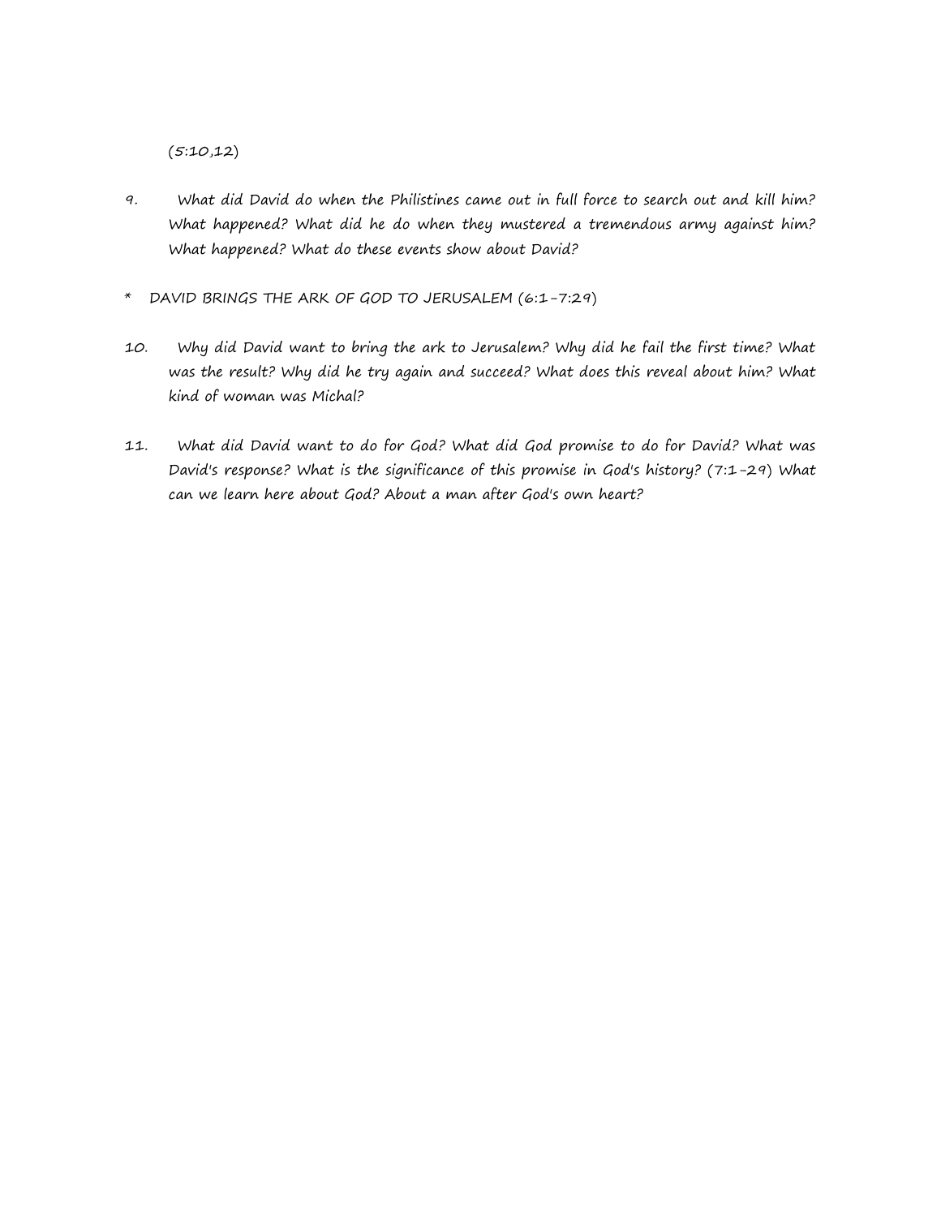(5:10,12)

9. What did David do when the Philistines came out in full force to search out and kill him? What happened? What did he do when they mustered a tremendous army against him? What happened? What do these events show about David?

* DAVID BRINGS THE ARK OF GOD TO JERUSALEM (6:1-7:29)

10. Why did David want to bring the ark to Jerusalem? Why did he fail the first time? What was the result? Why did he try again and succeed? What does this reveal about him? What kind of woman was Michal?

11. What did David want to do for God? What did God promise to do for David? What was David's response? What is the significance of this promise in God's history? (7:1-29) What can we learn here about God? About a man after God's own heart?